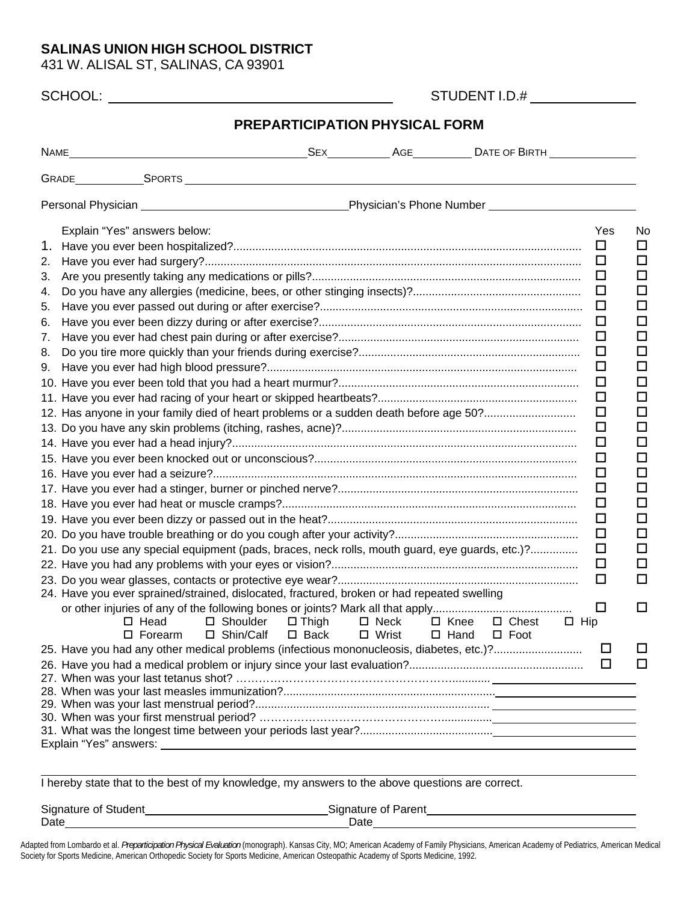**SALINAS UNION HIGH SCHOOL DISTRICT**
431 W. ALISAL ST, SALINAS, CA 93901

SCHOOL: ______________________________ STUDENT I.D.# ______________

## PREPARTICIPATION PHYSICAL FORM

NAME ______________________________ SEX __________ AGE _________ DATE OF BIRTH ______________

GRADE __________ SPORTS ____________________________________________________________

Personal Physician ______________________________ Physician's Phone Number ______________________

| Explain "Yes" answers below: | Yes | No |
|---|---|---|
| 1. Have you ever been hospitalized? | ☐ | ☐ |
| 2. Have you ever had surgery? | ☐ | ☐ |
| 3. Are you presently taking any medications or pills? | ☐ | ☐ |
| 4. Do you have any allergies (medicine, bees, or other stinging insects)? | ☐ | ☐ |
| 5. Have you ever passed out during or after exercise? | ☐ | ☐ |
| 6. Have you ever been dizzy during or after exercise? | ☐ | ☐ |
| 7. Have you ever had chest pain during or after exercise? | ☐ | ☐ |
| 8. Do you tire more quickly than your friends during exercise? | ☐ | ☐ |
| 9. Have you ever had high blood pressure? | ☐ | ☐ |
| 10. Have you ever been told that you had a heart murmur? | ☐ | ☐ |
| 11. Have you ever had racing of your heart or skipped heartbeats? | ☐ | ☐ |
| 12. Has anyone in your family died of heart problems or a sudden death before age 50? | ☐ | ☐ |
| 13. Do you have any skin problems (itching, rashes, acne)? | ☐ | ☐ |
| 14. Have you ever had a head injury? | ☐ | ☐ |
| 15. Have you ever been knocked out or unconscious? | ☐ | ☐ |
| 16. Have you ever had a seizure? | ☐ | ☐ |
| 17. Have you ever had a stinger, burner or pinched nerve? | ☐ | ☐ |
| 18. Have you ever had heat or muscle cramps? | ☐ | ☐ |
| 19. Have you ever been dizzy or passed out in the heat? | ☐ | ☐ |
| 20. Do you have trouble breathing or do you cough after your activity? | ☐ | ☐ |
| 21. Do you use any special equipment (pads, braces, neck rolls, mouth guard, eye guards, etc.)? | ☐ | ☐ |
| 22. Have you had any problems with your eyes or vision? | ☐ | ☐ |
| 23. Do you wear glasses, contacts or protective eye wear? | ☐ | ☐ |
| 24. Have you ever sprained/strained, dislocated, fractured, broken or had repeated swelling or other injuries of any of the following bones or joints? Mark all that apply | ☐ | ☐ |

☐ Head ☐ Shoulder ☐ Thigh ☐ Neck ☐ Knee ☐ Chest ☐ Hip
☐ Forearm ☐ Shin/Calf ☐ Back ☐ Wrist ☐ Hand ☐ Foot

| | Yes | No |
|---|---|---|
| 25. Have you had any other medical problems (infectious mononucleosis, diabetes, etc.)? | ☐ | ☐ |
| 26. Have you had a medical problem or injury since your last evaluation? | ☐ | ☐ |

27. When was your last tetanus shot? ______________________
28. When was your last measles immunization? ______________________
29. When was your last menstrual period? ______________________
30. When was your first menstrual period? ______________________
31. What was the longest time between your periods last year? ______________________

Explain "Yes" answers: ____________________________________________________________

____________________________________________________________

I hereby state that to the best of my knowledge, my answers to the above questions are correct.

Signature of Student ______________________ Signature of Parent ______________________
Date ______________________ Date ______________________

Adapted from Lombardo et al. *Preparticipation Physical Evaluation* (monograph). Kansas City, MO; American Academy of Family Physicians, American Academy of Pediatrics, American Medical Society for Sports Medicine, American Orthopedic Society for Sports Medicine, American Osteopathic Academy of Sports Medicine, 1992.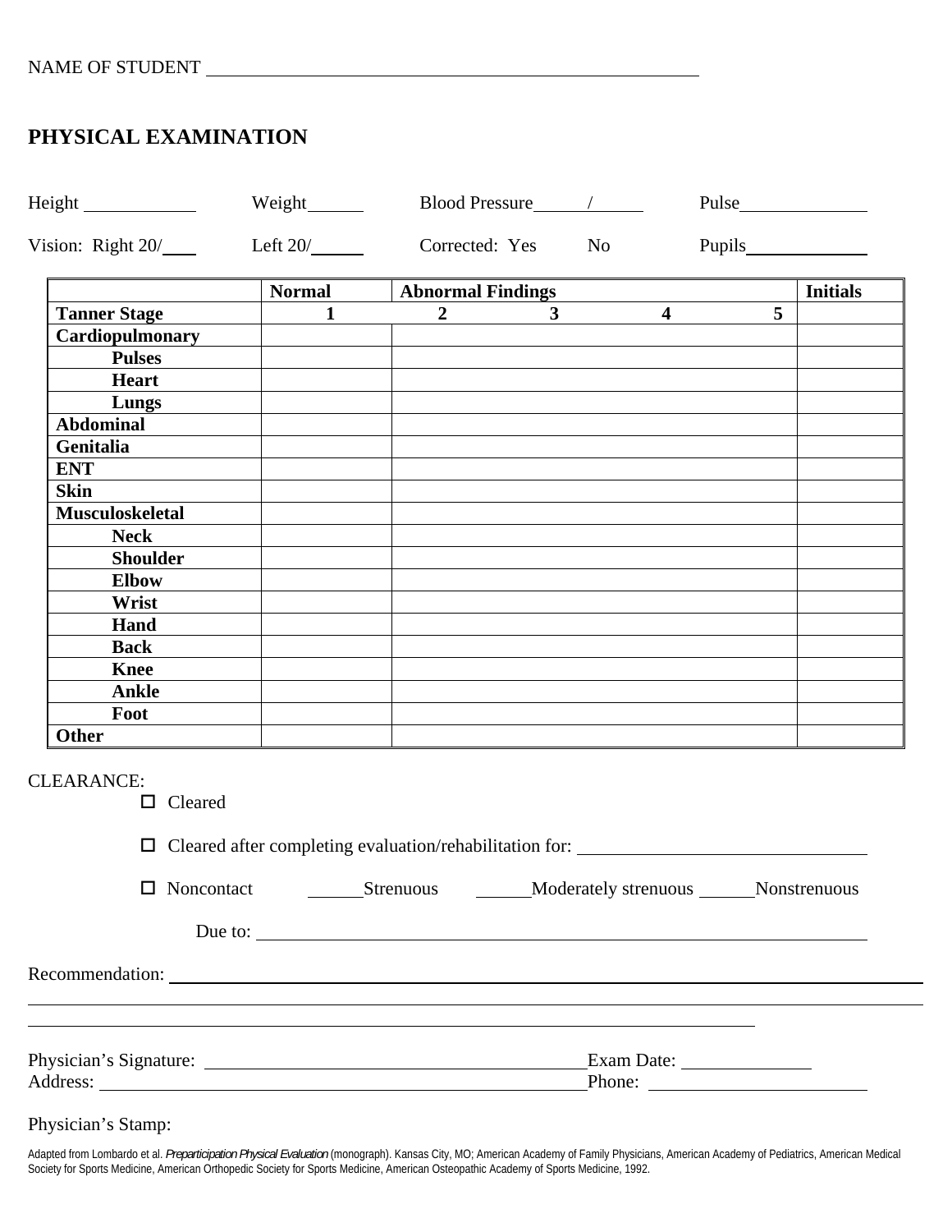NAME OF STUDENT ____________________________________________

## PHYSICAL EXAMINATION

Height __________ Weight ______ Blood Pressure _____/_____ Pulse __________

Vision: Right 20/____ Left 20/_____ Corrected: Yes No Pupils __________

| | Normal | Abnormal Findings | | | | Initials |
|---|---|---|---|---|---|---|
| **Tanner Stage** | **1** | **2** | **3** | **4** | **5** | |
| **Cardiopulmonary** | | | | | | |
| **Pulses** | | | | | | |
| **Heart** | | | | | | |
| **Lungs** | | | | | | |
| **Abdominal** | | | | | | |
| **Genitalia** | | | | | | |
| **ENT** | | | | | | |
| **Skin** | | | | | | |
| **Musculoskeletal** | | | | | | |
| **Neck** | | | | | | |
| **Shoulder** | | | | | | |
| **Elbow** | | | | | | |
| **Wrist** | | | | | | |
| **Hand** | | | | | | |
| **Back** | | | | | | |
| **Knee** | | | | | | |
| **Ankle** | | | | | | |
| **Foot** | | | | | | |
| **Other** | | | | | | |

CLEARANCE:

- ☐ Cleared
- ☐ Cleared after completing evaluation/rehabilitation for: ______________________________
- ☐ Noncontact _____Strenuous _____Moderately strenuous _____Nonstrenuous

  Due to: ____________________________________________________________

Recommendation: ____________________________________________________________

____________________________________________________________

Physician's Signature: ______________________________ Exam Date: __________

Address: ______________________________ Phone: ______________

Physician's Stamp:

Adapted from Lombardo et al. *Preparticipation Physical Evaluation* (monograph). Kansas City, MO; American Academy of Family Physicians, American Academy of Pediatrics, American Medical Society for Sports Medicine, American Orthopedic Society for Sports Medicine, American Osteopathic Academy of Sports Medicine, 1992.